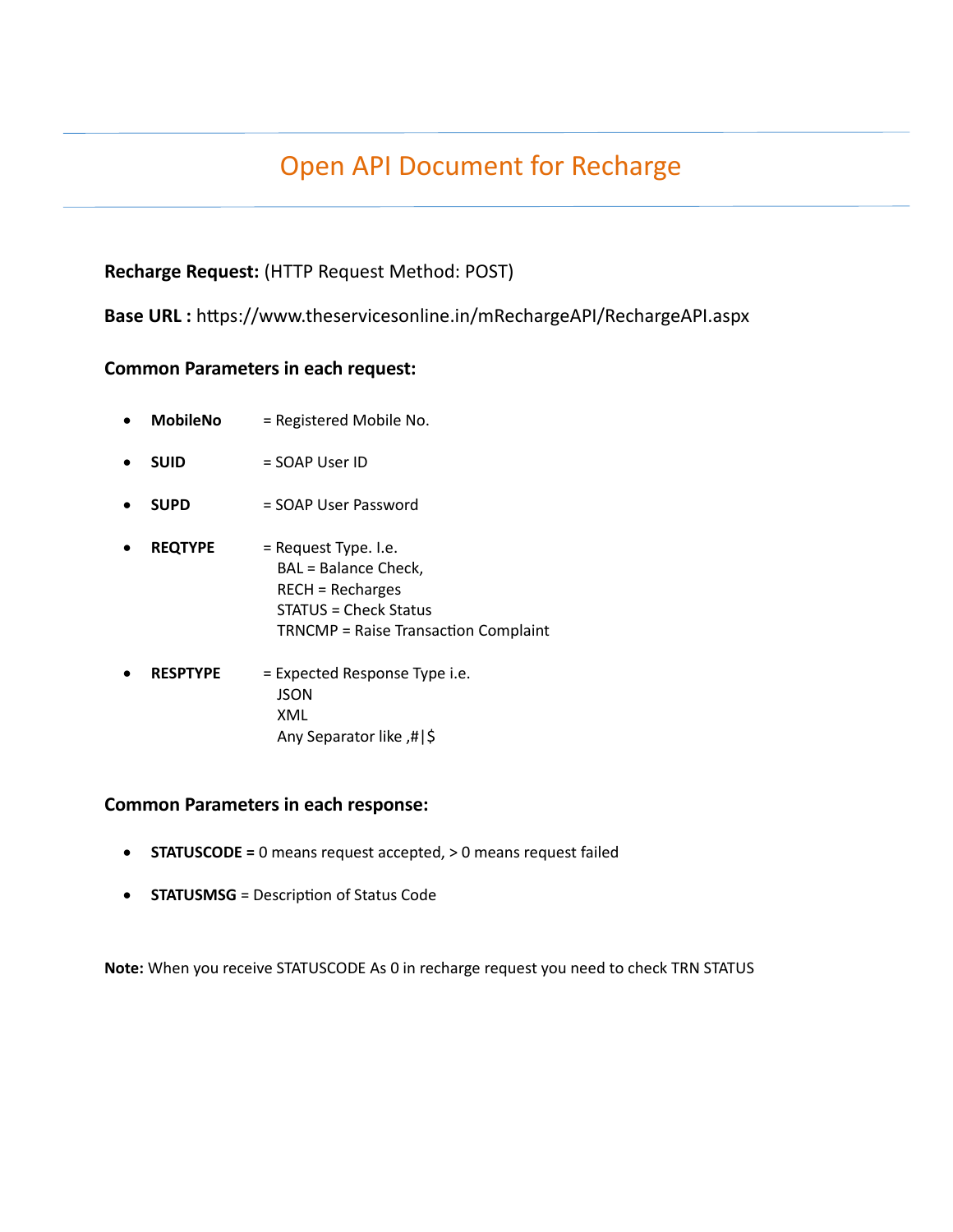# Open API Document for Recharge

**Recharge Request:** (HTTP Request Method: POST)

**Base URL :** https://www.theservicesonline.in/mRechargeAPI/RechargeAPI.aspx

**Common Parameters in each request:**

- **MobileNo** = Registered Mobile No.
- **SUID** = SOAP User ID
- **SUPD** = SOAP User Password
- **REQTYPE** = Request Type. I.e.
  BAL = Balance Check,
  RECH = Recharges
  STATUS = Check Status
  TRNCMP = Raise Transaction Complaint
- **RESPTYPE** = Expected Response Type i.e.
  JSON
  XML
  Any Separator like ,#|$

**Common Parameters in each response:**

- **STATUSCODE =** 0 means request accepted, > 0 means request failed
- **STATUSMSG** = Description of Status Code

**Note:** When you receive STATUSCODE As 0 in recharge request you need to check TRN STATUS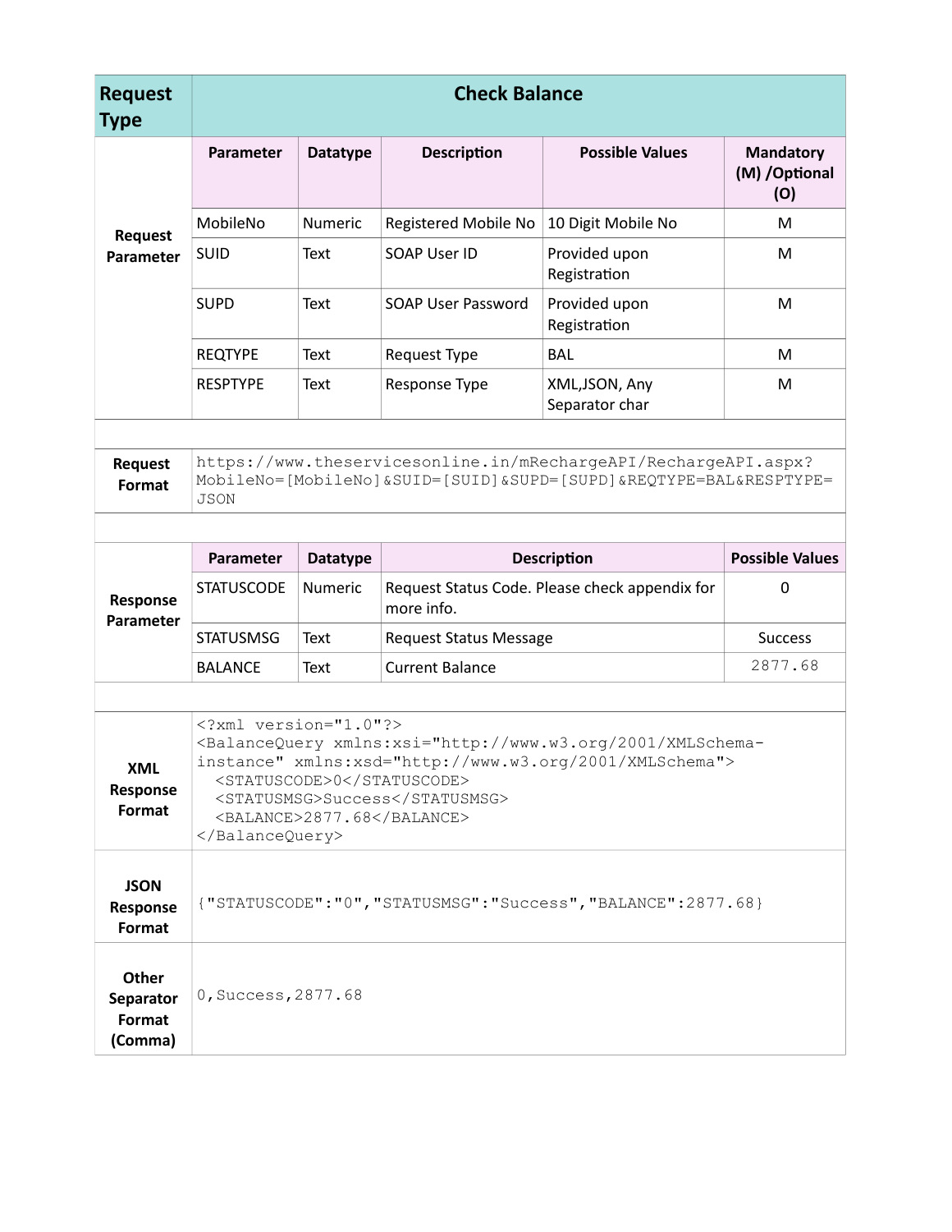## Request Type: Check Balance

### Request Parameter

| Parameter | Datatype | Description | Possible Values | Mandatory (M) /Optional (O) |
|---|---|---|---|---|
| MobileNo | Numeric | Registered Mobile No | 10 Digit Mobile No | M |
| SUID | Text | SOAP User ID | Provided upon Registration | M |
| SUPD | Text | SOAP User Password | Provided upon Registration | M |
| REQTYPE | Text | Request Type | BAL | M |
| RESPTYPE | Text | Response Type | XML,JSON, Any Separator char | M |

### Request Format

```
https://www.theservicesonline.in/mRechargeAPI/RechargeAPI.aspx?MobileNo=[MobileNo]&SUID=[SUID]&SUPD=[SUPD]&REQTYPE=BAL&RESPTYPE=JSON
```

### Response Parameter

| Parameter | Datatype | Description | Possible Values |
|---|---|---|---|
| STATUSCODE | Numeric | Request Status Code. Please check appendix for more info. | 0 |
| STATUSMSG | Text | Request Status Message | Success |
| BALANCE | Text | Current Balance | 2877.68 |

### XML Response Format

```
<?xml version="1.0"?>
<BalanceQuery xmlns:xsi="http://www.w3.org/2001/XMLSchema-instance" xmlns:xsd="http://www.w3.org/2001/XMLSchema">
  <STATUSCODE>0</STATUSCODE>
  <STATUSMSG>Success</STATUSMSG>
  <BALANCE>2877.68</BALANCE>
</BalanceQuery>
```

### JSON Response Format

```
{"STATUSCODE":"0","STATUSMSG":"Success","BALANCE":2877.68}
```

### Other Separator Format (Comma)

```
0,Success,2877.68
```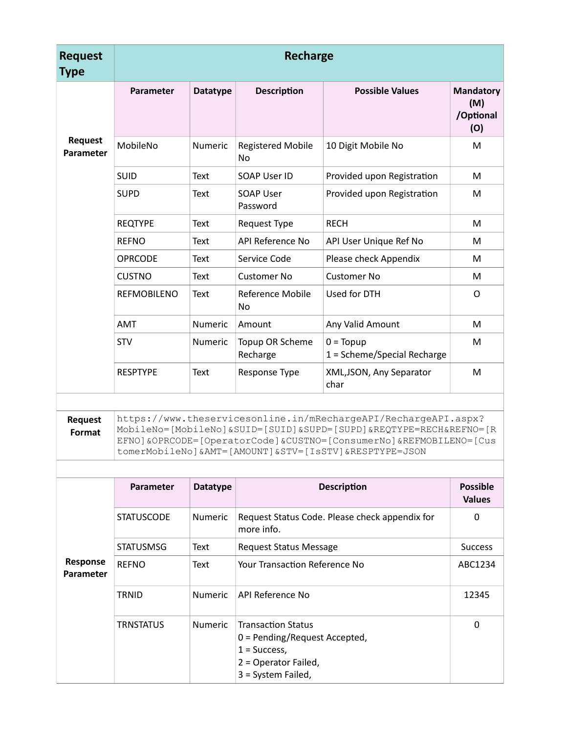| Request Type | Recharge | | | | |
|---|---|---|---|---|---|
| **Request Parameter** | **Parameter** | **Datatype** | **Description** | **Possible Values** | **Mandatory (M) /Optional (O)** |
| | MobileNo | Numeric | Registered Mobile No | 10 Digit Mobile No | M |
| | SUID | Text | SOAP User ID | Provided upon Registration | M |
| | SUPD | Text | SOAP User Password | Provided upon Registration | M |
| | REQTYPE | Text | Request Type | RECH | M |
| | REFNO | Text | API Reference No | API User Unique Ref No | M |
| | OPRCODE | Text | Service Code | Please check Appendix | M |
| | CUSTNO | Text | Customer No | Customer No | M |
| | REFMOBILENO | Text | Reference Mobile No | Used for DTH | O |
| | AMT | Numeric | Amount | Any Valid Amount | M |
| | STV | Numeric | Topup OR Scheme Recharge | 0 = Topup<br>1 = Scheme/Special Recharge | M |
| | RESPTYPE | Text | Response Type | XML,JSON, Any Separator char | M |

| | |
|---|---|
| **Request Format** | `https://www.theservicesonline.in/mRechargeAPI/RechargeAPI.aspx?MobileNo=[MobileNo]&SUID=[SUID]&SUPD=[SUPD]&REQTYPE=RECH&REFNO=[REFNO]&OPRCODE=[OperatorCode]&CUSTNO=[ConsumerNo]&REFMOBILENO=[CustomerMobileNo]&AMT=[AMOUNT]&STV=[IsSTV]&RESPTYPE=JSON` |

| | **Parameter** | **Datatype** | **Description** | **Possible Values** |
|---|---|---|---|---|
| **Response Parameter** | STATUSCODE | Numeric | Request Status Code. Please check appendix for more info. | 0 |
| | STATUSMSG | Text | Request Status Message | Success |
| | REFNO | Text | Your Transaction Reference No | ABC1234 |
| | TRNID | Numeric | API Reference No | 12345 |
| | TRNSTATUS | Numeric | Transaction Status<br>0 = Pending/Request Accepted,<br>1 = Success,<br>2 = Operator Failed,<br>3 = System Failed, | 0 |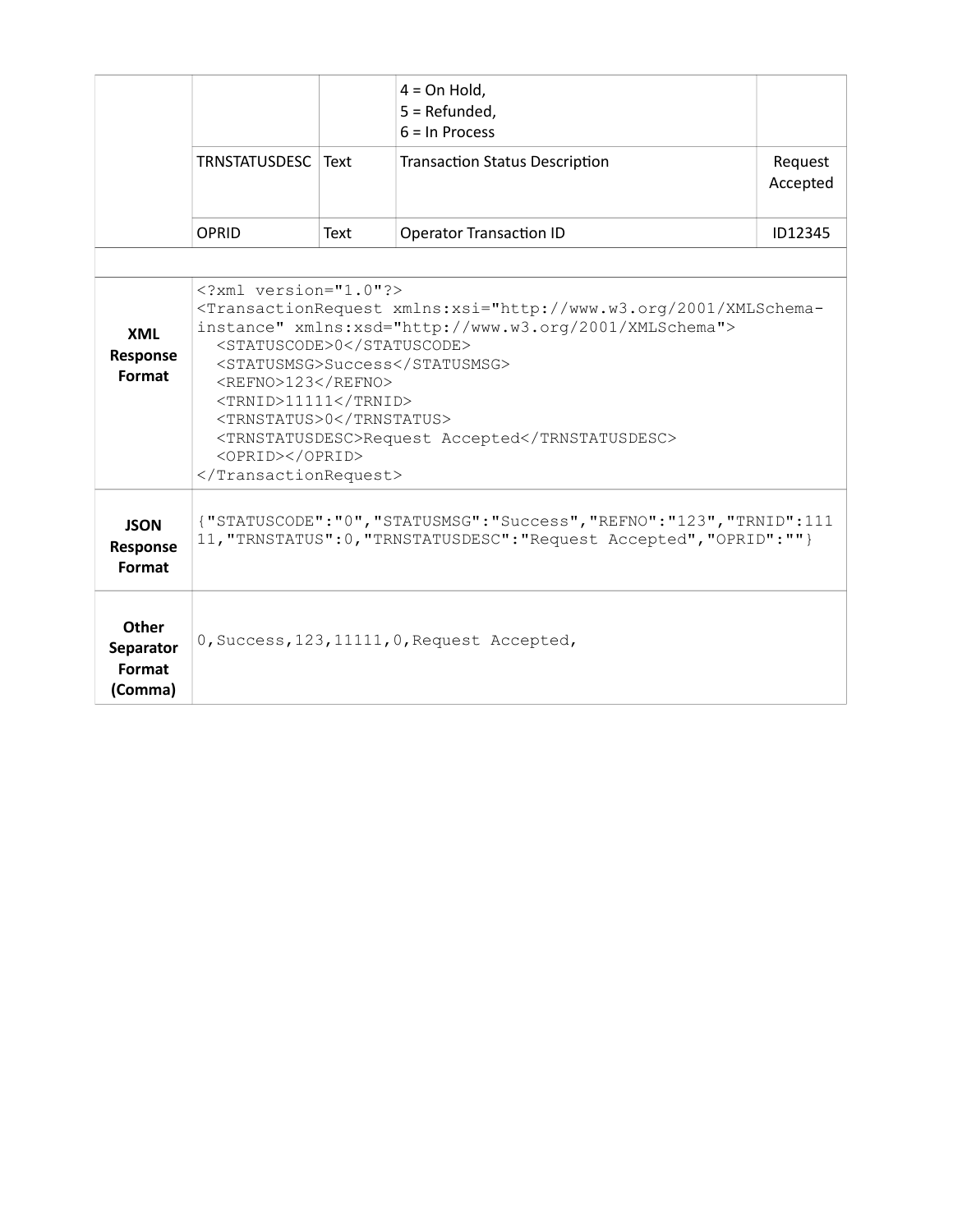|  |  |  | 4 = On Hold,<br>5 = Refunded,<br>6 = In Process |  |
|---|---|---|---|---|
|  | TRNSTATUSDESC | Text | Transaction Status Description | Request Accepted |
|  | OPRID | Text | Operator Transaction ID | ID12345 |

| | |
|---|---|
| **XML Response Format** | <pre>&lt;?xml version="1.0"?&gt;<br>&lt;TransactionRequest xmlns:xsi="http://www.w3.org/2001/XMLSchema-instance" xmlns:xsd="http://www.w3.org/2001/XMLSchema"&gt;<br>  &lt;STATUSCODE&gt;0&lt;/STATUSCODE&gt;<br>  &lt;STATUSMSG&gt;Success&lt;/STATUSMSG&gt;<br>  &lt;REFNO&gt;123&lt;/REFNO&gt;<br>  &lt;TRNID&gt;11111&lt;/TRNID&gt;<br>  &lt;TRNSTATUS&gt;0&lt;/TRNSTATUS&gt;<br>  &lt;TRNSTATUSDESC&gt;Request Accepted&lt;/TRNSTATUSDESC&gt;<br>  &lt;OPRID&gt;&lt;/OPRID&gt;<br>&lt;/TransactionRequest&gt;</pre> |
| **JSON Response Format** | {"STATUSCODE":"0","STATUSMSG":"Success","REFNO":"123","TRNID":11111,"TRNSTATUS":0,"TRNSTATUSDESC":"Request Accepted","OPRID":""} |
| **Other Separator Format (Comma)** | 0,Success,123,11111,0,Request Accepted, |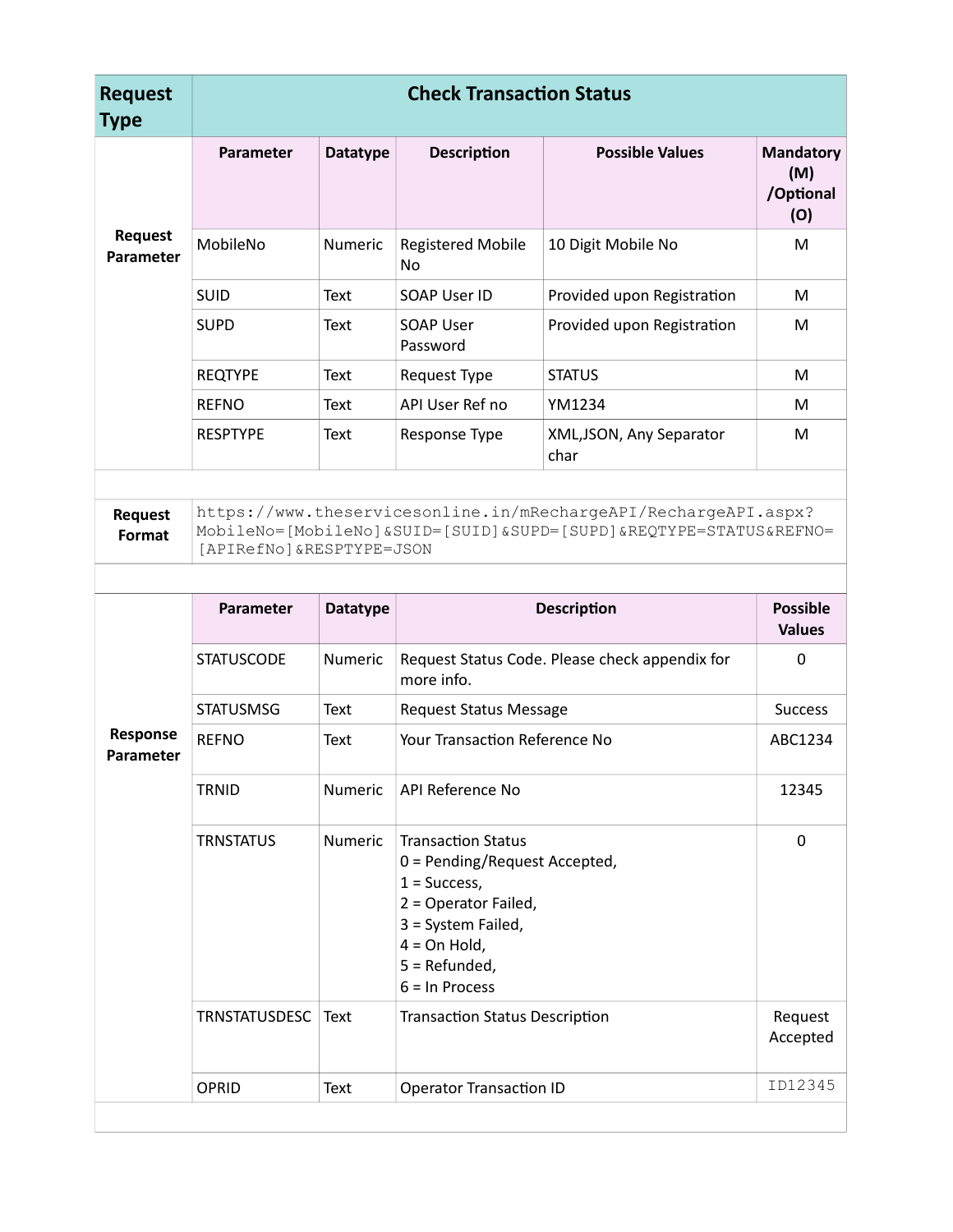| Request Type | Check Transaction Status | | | | |
|---|---|---|---|---|---|
| Request Parameter | **Parameter** | **Datatype** | **Description** | **Possible Values** | **Mandatory (M) /Optional (O)** |
| | MobileNo | Numeric | Registered Mobile No | 10 Digit Mobile No | M |
| | SUID | Text | SOAP User ID | Provided upon Registration | M |
| | SUPD | Text | SOAP User Password | Provided upon Registration | M |
| | REQTYPE | Text | Request Type | STATUS | M |
| | REFNO | Text | API User Ref no | YM1234 | M |
| | RESPTYPE | Text | Response Type | XML,JSON, Any Separator char | M |
| | | | | | |
| Request Format | `https://www.theservicesonline.in/mRechargeAPI/RechargeAPI.aspx?MobileNo=[MobileNo]&SUID=[SUID]&SUPD=[SUPD]&REQTYPE=STATUS&REFNO=[APIRefNo]&RESPTYPE=JSON` | | | | |
| | | | | | |
| Response Parameter | **Parameter** | **Datatype** | **Description** | | **Possible Values** |
| | STATUSCODE | Numeric | Request Status Code. Please check appendix for more info. | | 0 |
| | STATUSMSG | Text | Request Status Message | | Success |
| | REFNO | Text | Your Transaction Reference No | | ABC1234 |
| | TRNID | Numeric | API Reference No | | 12345 |
| | TRNSTATUS | Numeric | Transaction Status<br>0 = Pending/Request Accepted,<br>1 = Success,<br>2 = Operator Failed,<br>3 = System Failed,<br>4 = On Hold,<br>5 = Refunded,<br>6 = In Process | | 0 |
| | TRNSTATUSDESC | Text | Transaction Status Description | | Request Accepted |
| | OPRID | Text | Operator Transaction ID | | ID12345 |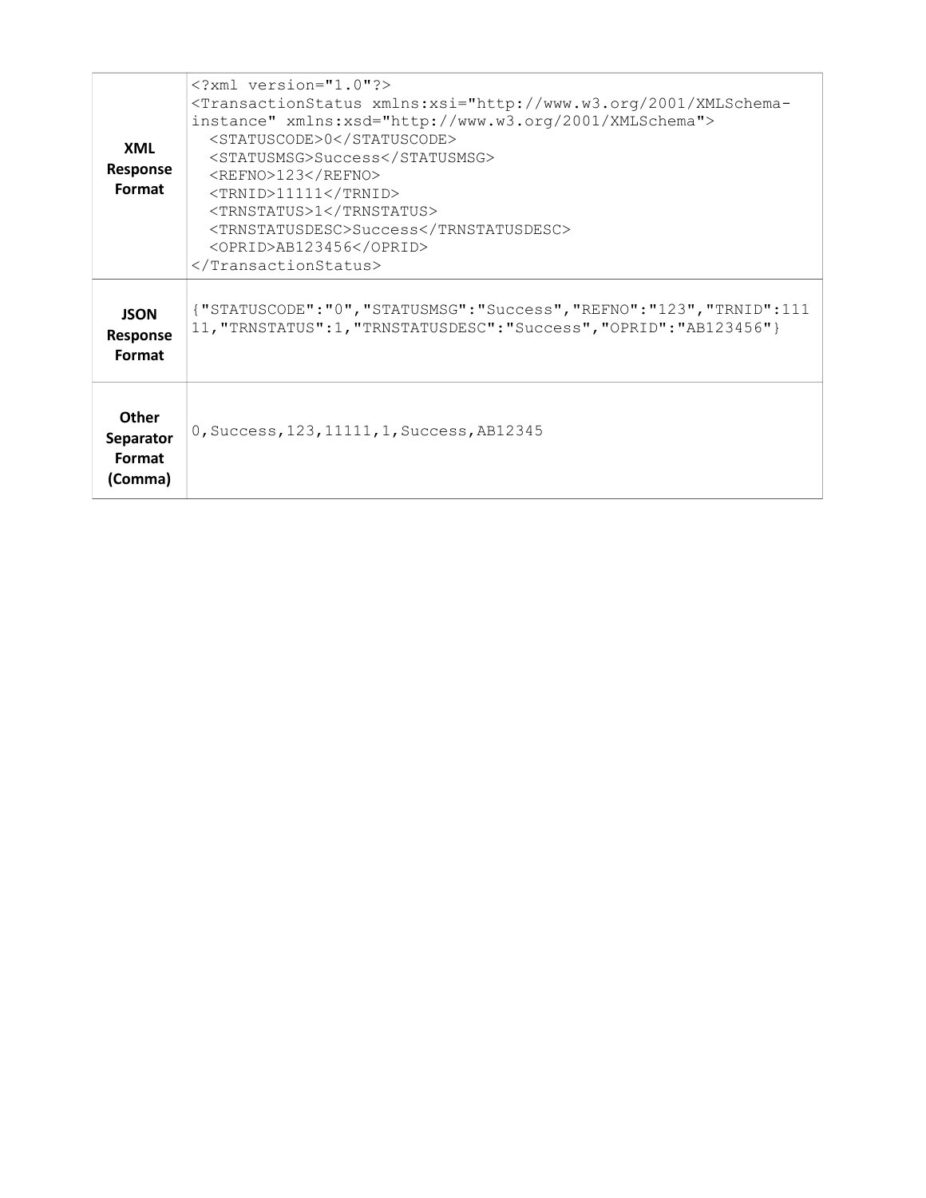| | |
|---|---|
| **XML Response Format** | `<?xml version="1.0"?>`<br>`<TransactionStatus xmlns:xsi="http://www.w3.org/2001/XMLSchema-instance" xmlns:xsd="http://www.w3.org/2001/XMLSchema">`<br>`  <STATUSCODE>0</STATUSCODE>`<br>`  <STATUSMSG>Success</STATUSMSG>`<br>`  <REFNO>123</REFNO>`<br>`  <TRNID>11111</TRNID>`<br>`  <TRNSTATUS>1</TRNSTATUS>`<br>`  <TRNSTATUSDESC>Success</TRNSTATUSDESC>`<br>`  <OPRID>AB123456</OPRID>`<br>`</TransactionStatus>` |
| **JSON Response Format** | `{"STATUSCODE":"0","STATUSMSG":"Success","REFNO":"123","TRNID":11111,"TRNSTATUS":1,"TRNSTATUSDESC":"Success","OPRID":"AB123456"}` |
| **Other Separator Format (Comma)** | `0,Success,123,11111,1,Success,AB12345` |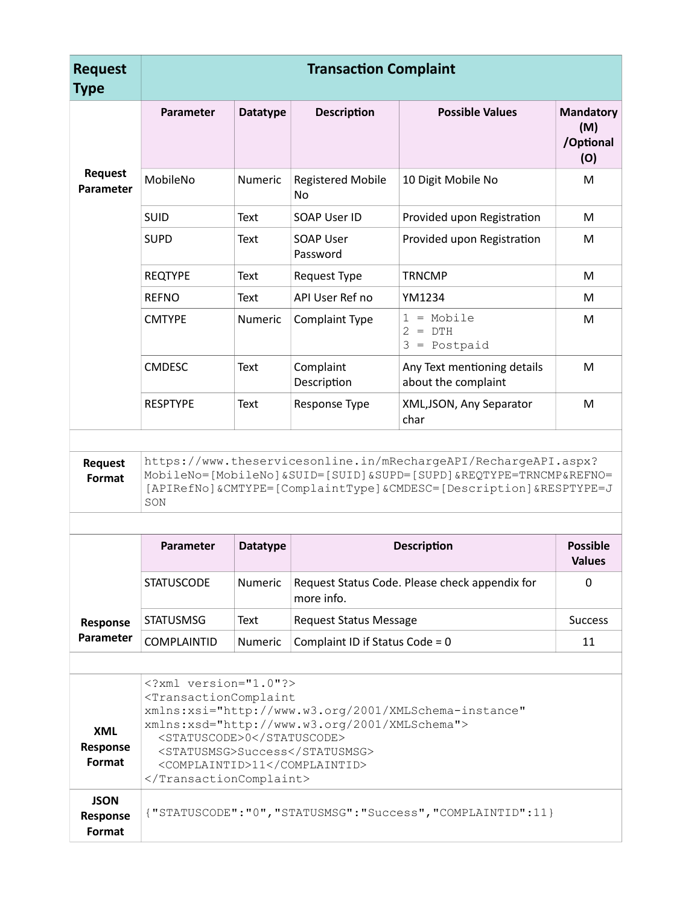| Request Type | Transaction Complaint | | | | |
|---|---|---|---|---|---|
| **Request Parameter** | **Parameter** | **Datatype** | **Description** | **Possible Values** | **Mandatory (M) /Optional (O)** |
| | MobileNo | Numeric | Registered Mobile No | 10 Digit Mobile No | M |
| | SUID | Text | SOAP User ID | Provided upon Registration | M |
| | SUPD | Text | SOAP User Password | Provided upon Registration | M |
| | REQTYPE | Text | Request Type | TRNCMP | M |
| | REFNO | Text | API User Ref no | YM1234 | M |
| | CMTYPE | Numeric | Complaint Type | 1 = Mobile<br>2 = DTH<br>3 = Postpaid | M |
| | CMDESC | Text | Complaint Description | Any Text mentioning details about the complaint | M |
| | RESPTYPE | Text | Response Type | XML,JSON, Any Separator char | M |

**Request Format**

```
https://www.theservicesonline.in/mRechargeAPI/RechargeAPI.aspx?MobileNo=[MobileNo]&SUID=[SUID]&SUPD=[SUPD]&REQTYPE=TRNCMP&REFNO=[APIRefNo]&CMTYPE=[ComplaintType]&CMDESC=[Description]&RESPTYPE=JSON
```

| Response Parameter | Parameter | Datatype | Description | Possible Values |
|---|---|---|---|---|
| | STATUSCODE | Numeric | Request Status Code. Please check appendix for more info. | 0 |
| | STATUSMSG | Text | Request Status Message | Success |
| | COMPLAINTID | Numeric | Complaint ID if Status Code = 0 | 11 |

**XML Response Format**

```
<?xml version="1.0"?>
<TransactionComplaint
xmlns:xsi="http://www.w3.org/2001/XMLSchema-instance"
xmlns:xsd="http://www.w3.org/2001/XMLSchema">
  <STATUSCODE>0</STATUSCODE>
  <STATUSMSG>Success</STATUSMSG>
  <COMPLAINTID>11</COMPLAINTID>
</TransactionComplaint>
```

**JSON Response Format**

```
{"STATUSCODE":"0","STATUSMSG":"Success","COMPLAINTID":11}
```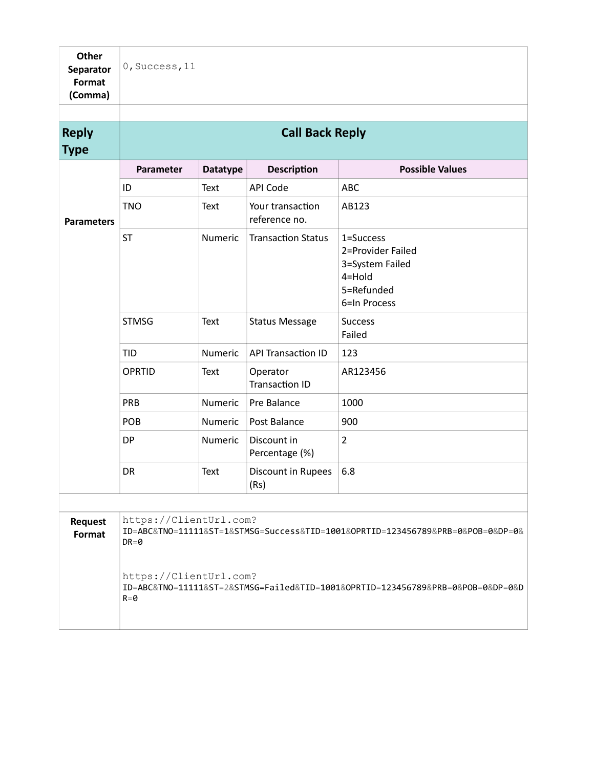| Other Separator Format (Comma) | `0,Success,11` |
|---|---|

| Reply Type | Call Back Reply | | | |
|---|---|---|---|---|
| | **Parameter** | **Datatype** | **Description** | **Possible Values** |
| **Parameters** | ID | Text | API Code | ABC |
| | TNO | Text | Your transaction reference no. | AB123 |
| | ST | Numeric | Transaction Status | 1=Success<br>2=Provider Failed<br>3=System Failed<br>4=Hold<br>5=Refunded<br>6=In Process |
| | STMSG | Text | Status Message | Success<br>Failed |
| | TID | Numeric | API Transaction ID | 123 |
| | OPRTID | Text | Operator Transaction ID | AR123456 |
| | PRB | Numeric | Pre Balance | 1000 |
| | POB | Numeric | Post Balance | 900 |
| | DP | Numeric | Discount in Percentage (%) | 2 |
| | DR | Text | Discount in Rupees (Rs) | 6.8 |

**Request Format**

```
https://ClientUrl.com?
ID=ABC&TNO=11111&ST=1&STMSG=Success&TID=1001&OPRTID=123456789&PRB=0&POB=0&DP=0&DR=0

https://ClientUrl.com?
ID=ABC&TNO=11111&ST=2&STMSG=Failed&TID=1001&OPRTID=123456789&PRB=0&POB=0&DP=0&DR=0
```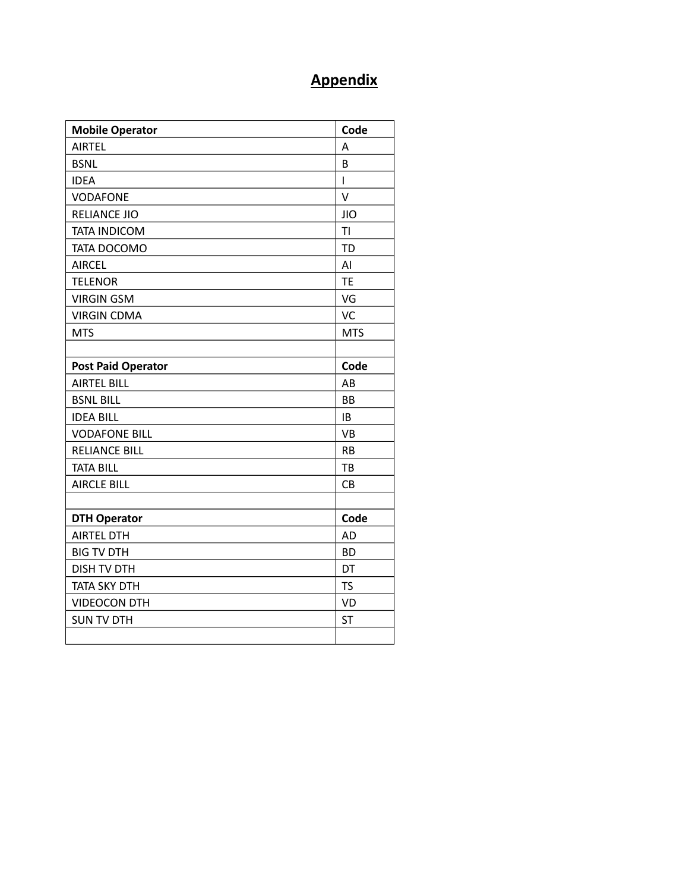# Appendix

| Mobile Operator | Code |
|---|---|
| AIRTEL | A |
| BSNL | B |
| IDEA | I |
| VODAFONE | V |
| RELIANCE JIO | JIO |
| TATA INDICOM | TI |
| TATA DOCOMO | TD |
| AIRCEL | AI |
| TELENOR | TE |
| VIRGIN GSM | VG |
| VIRGIN CDMA | VC |
| MTS | MTS |
| | |
| **Post Paid Operator** | **Code** |
| AIRTEL BILL | AB |
| BSNL BILL | BB |
| IDEA BILL | IB |
| VODAFONE BILL | VB |
| RELIANCE BILL | RB |
| TATA BILL | TB |
| AIRCLE BILL | CB |
| | |
| **DTH Operator** | **Code** |
| AIRTEL DTH | AD |
| BIG TV DTH | BD |
| DISH TV DTH | DT |
| TATA SKY DTH | TS |
| VIDEOCON DTH | VD |
| SUN TV DTH | ST |
| | |